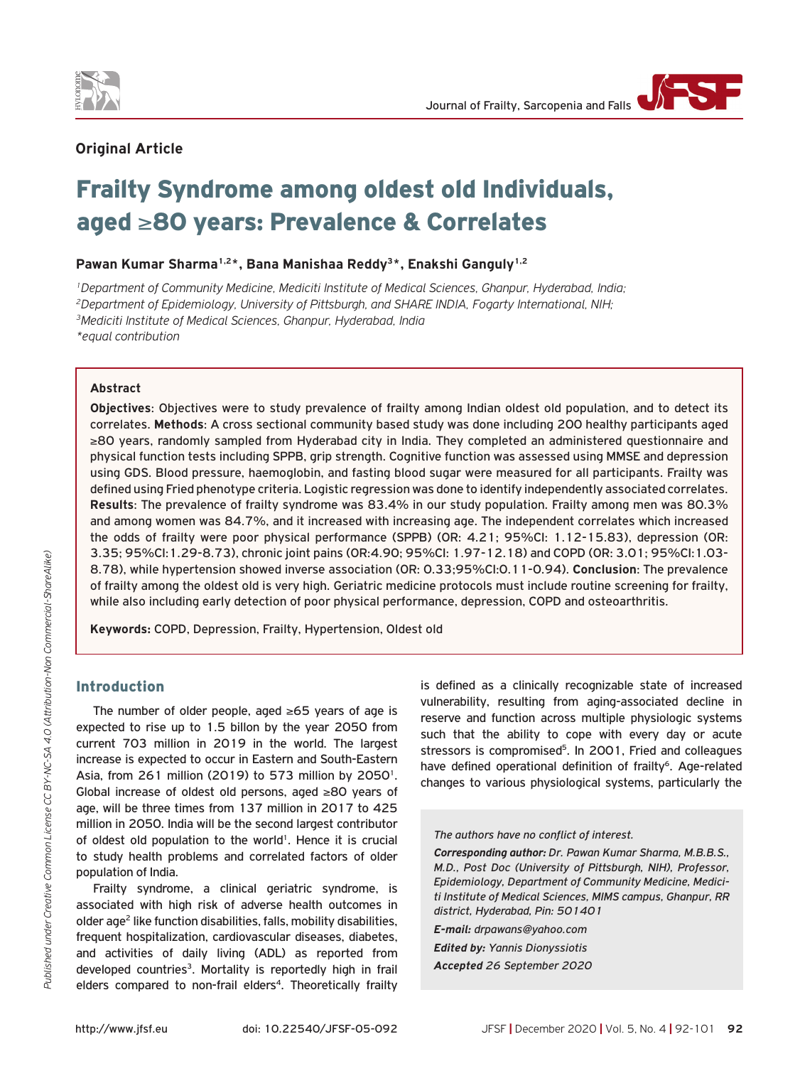**Original Article**

# Frailty Syndrome among oldest old Individuals, aged ≥80 years: Prevalence & Correlates

**Pawan Kumar Sharma[1,2*], Bana Manishaa Reddy[3*], Enakshi Ganguly[1,2]**

[1]*Department of Community Medicine, Mediciti Institute of Medical Sciences, Ghanpur, Hyderabad, India;*
[2]*Department of Epidemiology, University of Pittsburgh, and SHARE INDIA, Fogarty International, NIH;*
[3]*Mediciti Institute of Medical Sciences, Ghanpur, Hyderabad, India*
*\*equal contribution*

### Abstract

**Objectives**: Objectives were to study prevalence of frailty among Indian oldest old population, and to detect its correlates. **Methods**: A cross sectional community based study was done including 200 healthy participants aged ≥80 years, randomly sampled from Hyderabad city in India. They completed an administered questionnaire and physical function tests including SPPB, grip strength. Cognitive function was assessed using MMSE and depression using GDS. Blood pressure, haemoglobin, and fasting blood sugar were measured for all participants. Frailty was defined using Fried phenotype criteria. Logistic regression was done to identify independently associated correlates. **Results**: The prevalence of frailty syndrome was 83.4% in our study population. Frailty among men was 80.3% and among women was 84.7%, and it increased with increasing age. The independent correlates which increased the odds of frailty were poor physical performance (SPPB) (OR: 4.21; 95%CI: 1.12-15.83), depression (OR: 3.35; 95%CI:1.29-8.73), chronic joint pains (OR:4.90; 95%CI: 1.97-12.18) and COPD (OR: 3.01; 95%CI:1.03-8.78), while hypertension showed inverse association (OR: 0.33;95%CI:0.11-0.94). **Conclusion**: The prevalence of frailty among the oldest old is very high. Geriatric medicine protocols must include routine screening for frailty, while also including early detection of poor physical performance, depression, COPD and osteoarthritis.

**Keywords:** COPD, Depression, Frailty, Hypertension, Oldest old

## Introduction

The number of older people, aged ≥65 years of age is expected to rise up to 1.5 billon by the year 2050 from current 703 million in 2019 in the world. The largest increase is expected to occur in Eastern and South-Eastern Asia, from 261 million (2019) to 573 million by 2050[1]. Global increase of oldest old persons, aged ≥80 years of age, will be three times from 137 million in 2017 to 425 million in 2050. India will be the second largest contributor of oldest old population to the world[1]. Hence it is crucial to study health problems and correlated factors of older population of India.

Frailty syndrome, a clinical geriatric syndrome, is associated with high risk of adverse health outcomes in older age[2] like function disabilities, falls, mobility disabilities, frequent hospitalization, cardiovascular diseases, diabetes, and activities of daily living (ADL) as reported from developed countries[3]. Mortality is reportedly high in frail elders compared to non-frail elders[4]. Theoretically frailty is defined as a clinically recognizable state of increased vulnerability, resulting from aging-associated decline in reserve and function across multiple physiologic systems such that the ability to cope with every day or acute stressors is compromised[5]. In 2001, Fried and colleagues have defined operational definition of frailty[6]. Age-related changes to various physiological systems, particularly the

*The authors have no conflict of interest.*

***Corresponding author:*** *Dr. Pawan Kumar Sharma, M.B.B.S., M.D., Post Doc (University of Pittsburgh, NIH), Professor, Epidemiology, Department of Community Medicine, Mediciti Institute of Medical Sciences, MIMS campus, Ghanpur, RR district, Hyderabad, Pin: 501401*

***E-mail:*** *drpawans@yahoo.com*

***Edited by:*** *Yannis Dionyssiotis*

***Accepted*** *26 September 2020*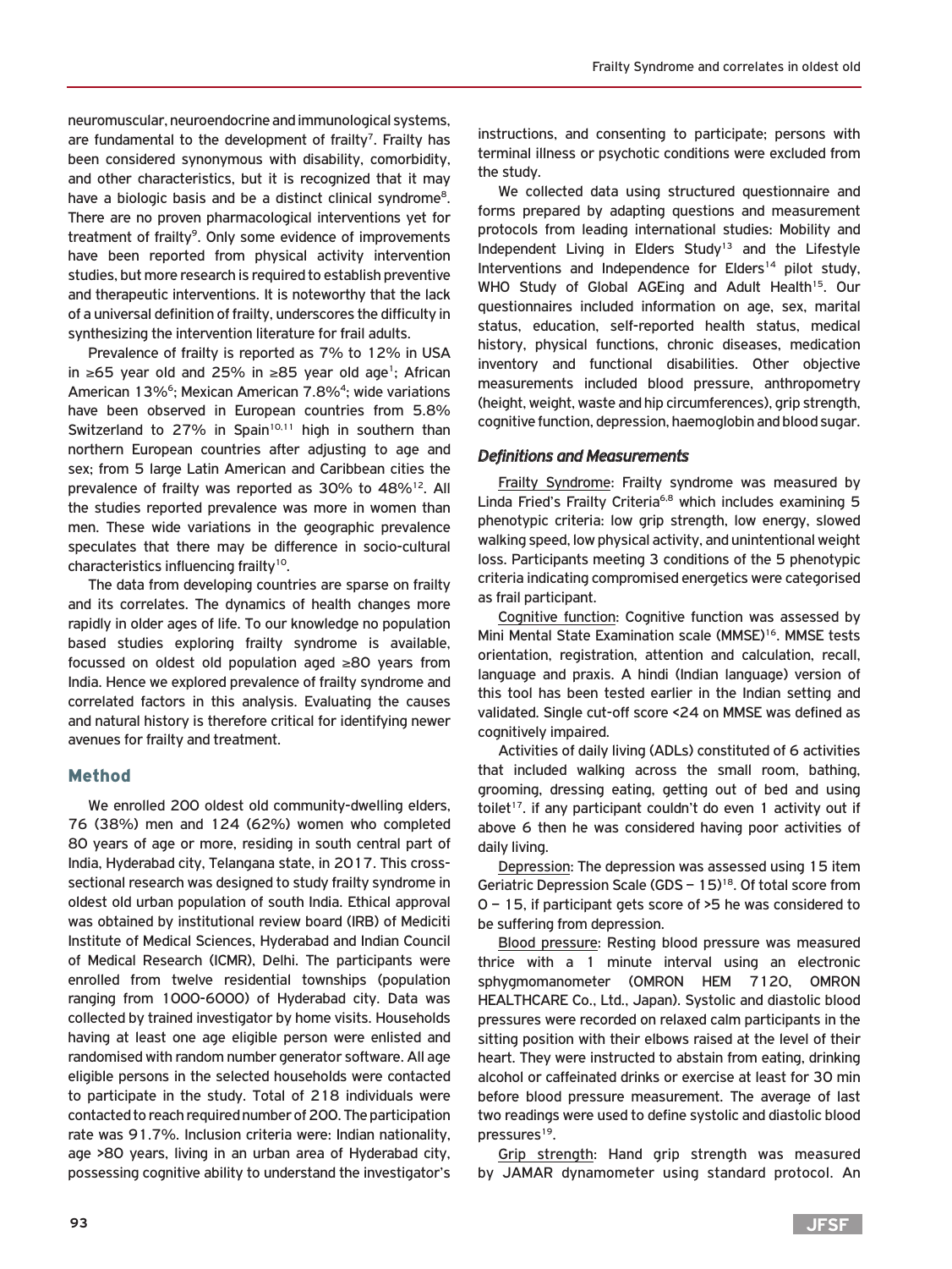neuromuscular, neuroendocrine and immunological systems, are fundamental to the development of frailty[7]. Frailty has been considered synonymous with disability, comorbidity, and other characteristics, but it is recognized that it may have a biologic basis and be a distinct clinical syndrome[8]. There are no proven pharmacological interventions yet for treatment of frailty[9]. Only some evidence of improvements have been reported from physical activity intervention studies, but more research is required to establish preventive and therapeutic interventions. It is noteworthy that the lack of a universal definition of frailty, underscores the difficulty in synthesizing the intervention literature for frail adults.

Prevalence of frailty is reported as 7% to 12% in USA in ≥65 year old and 25% in ≥85 year old age[1]; African American 13%[6]; Mexican American 7.8%[4]; wide variations have been observed in European countries from 5.8% Switzerland to 27% in Spain[10,11] high in southern than northern European countries after adjusting to age and sex; from 5 large Latin American and Caribbean cities the prevalence of frailty was reported as 30% to 48%[12]. All the studies reported prevalence was more in women than men. These wide variations in the geographic prevalence speculates that there may be difference in socio-cultural characteristics influencing frailty[10].

The data from developing countries are sparse on frailty and its correlates. The dynamics of health changes more rapidly in older ages of life. To our knowledge no population based studies exploring frailty syndrome is available, focussed on oldest old population aged ≥80 years from India. Hence we explored prevalence of frailty syndrome and correlated factors in this analysis. Evaluating the causes and natural history is therefore critical for identifying newer avenues for frailty and treatment.

## Method

We enrolled 200 oldest old community-dwelling elders, 76 (38%) men and 124 (62%) women who completed 80 years of age or more, residing in south central part of India, Hyderabad city, Telangana state, in 2017. This cross-sectional research was designed to study frailty syndrome in oldest old urban population of south India. Ethical approval was obtained by institutional review board (IRB) of Mediciti Institute of Medical Sciences, Hyderabad and Indian Council of Medical Research (ICMR), Delhi. The participants were enrolled from twelve residential townships (population ranging from 1000-6000) of Hyderabad city. Data was collected by trained investigator by home visits. Households having at least one age eligible person were enlisted and randomised with random number generator software. All age eligible persons in the selected households were contacted to participate in the study. Total of 218 individuals were contacted to reach required number of 200. The participation rate was 91.7%. Inclusion criteria were: Indian nationality, age >80 years, living in an urban area of Hyderabad city, possessing cognitive ability to understand the investigator's instructions, and consenting to participate; persons with terminal illness or psychotic conditions were excluded from the study.

We collected data using structured questionnaire and forms prepared by adapting questions and measurement protocols from leading international studies: Mobility and Independent Living in Elders Study[13] and the Lifestyle Interventions and Independence for Elders[14] pilot study, WHO Study of Global AGEing and Adult Health[15]. Our questionnaires included information on age, sex, marital status, education, self-reported health status, medical history, physical functions, chronic diseases, medication inventory and functional disabilities. Other objective measurements included blood pressure, anthropometry (height, weight, waste and hip circumferences), grip strength, cognitive function, depression, haemoglobin and blood sugar.

### *Definitions and Measurements*

Frailty Syndrome: Frailty syndrome was measured by Linda Fried's Frailty Criteria[6,8] which includes examining 5 phenotypic criteria: low grip strength, low energy, slowed walking speed, low physical activity, and unintentional weight loss. Participants meeting 3 conditions of the 5 phenotypic criteria indicating compromised energetics were categorised as frail participant.

Cognitive function: Cognitive function was assessed by Mini Mental State Examination scale (MMSE)[16]. MMSE tests orientation, registration, attention and calculation, recall, language and praxis. A hindi (Indian language) version of this tool has been tested earlier in the Indian setting and validated. Single cut-off score <24 on MMSE was defined as cognitively impaired.

Activities of daily living (ADLs) constituted of 6 activities that included walking across the small room, bathing, grooming, dressing eating, getting out of bed and using toilet[17]. if any participant couldn't do even 1 activity out if above 6 then he was considered having poor activities of daily living.

Depression: The depression was assessed using 15 item Geriatric Depression Scale (GDS – 15)[18]. Of total score from 0 – 15, if participant gets score of >5 he was considered to be suffering from depression.

Blood pressure: Resting blood pressure was measured thrice with a 1 minute interval using an electronic sphygmomanometer (OMRON HEM 7120, OMRON HEALTHCARE Co., Ltd., Japan). Systolic and diastolic blood pressures were recorded on relaxed calm participants in the sitting position with their elbows raised at the level of their heart. They were instructed to abstain from eating, drinking alcohol or caffeinated drinks or exercise at least for 30 min before blood pressure measurement. The average of last two readings were used to define systolic and diastolic blood pressures[19].

Grip strength: Hand grip strength was measured by JAMAR dynamometer using standard protocol. An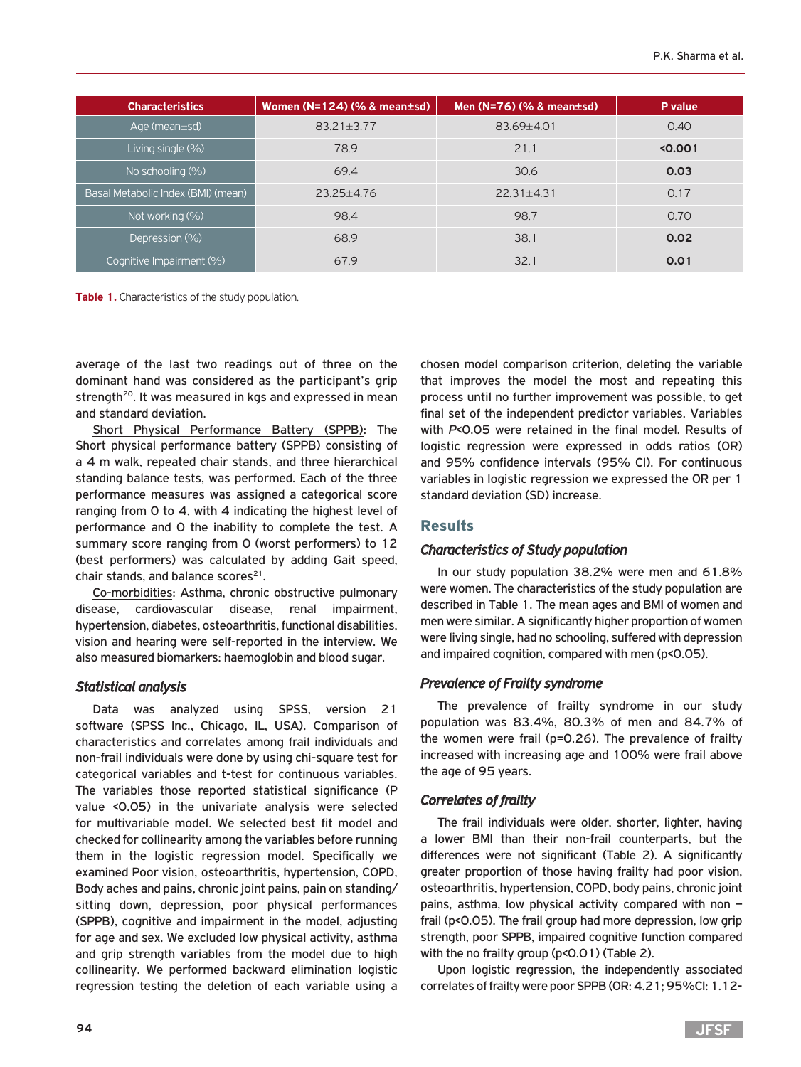| Characteristics | Women (N=124) (% & mean±sd) | Men (N=76) (% & mean±sd) | P value |
|---|---|---|---|
| Age (mean±sd) | 83.21±3.77 | 83.69±4.01 | 0.40 |
| Living single (%) | 78.9 | 21.1 | **<0.001** |
| No schooling (%) | 69.4 | 30.6 | **0.03** |
| Basal Metabolic Index (BMI) (mean) | 23.25±4.76 | 22.31±4.31 | 0.17 |
| Not working (%) | 98.4 | 98.7 | 0.70 |
| Depression (%) | 68.9 | 38.1 | **0.02** |
| Cognitive Impairment (%) | 67.9 | 32.1 | **0.01** |

**Table 1.** Characteristics of the study population.

average of the last two readings out of three on the dominant hand was considered as the participant's grip strength[20]. It was measured in kgs and expressed in mean and standard deviation.

Short Physical Performance Battery (SPPB): The Short physical performance battery (SPPB) consisting of a 4 m walk, repeated chair stands, and three hierarchical standing balance tests, was performed. Each of the three performance measures was assigned a categorical score ranging from 0 to 4, with 4 indicating the highest level of performance and 0 the inability to complete the test. A summary score ranging from 0 (worst performers) to 12 (best performers) was calculated by adding Gait speed, chair stands, and balance scores[21].

Co-morbidities: Asthma, chronic obstructive pulmonary disease, cardiovascular disease, renal impairment, hypertension, diabetes, osteoarthritis, functional disabilities, vision and hearing were self-reported in the interview. We also measured biomarkers: haemoglobin and blood sugar.

### *Statistical analysis*

Data was analyzed using SPSS, version 21 software (SPSS Inc., Chicago, IL, USA). Comparison of characteristics and correlates among frail individuals and non-frail individuals were done by using chi-square test for categorical variables and t-test for continuous variables. The variables those reported statistical significance (P value <0.05) in the univariate analysis were selected for multivariable model. We selected best fit model and checked for collinearity among the variables before running them in the logistic regression model. Specifically we examined Poor vision, osteoarthritis, hypertension, COPD, Body aches and pains, chronic joint pains, pain on standing/sitting down, depression, poor physical performances (SPPB), cognitive and impairment in the model, adjusting for age and sex. We excluded low physical activity, asthma and grip strength variables from the model due to high collinearity. We performed backward elimination logistic regression testing the deletion of each variable using a chosen model comparison criterion, deleting the variable that improves the model the most and repeating this process until no further improvement was possible, to get final set of the independent predictor variables. Variables with *P*<0.05 were retained in the final model. Results of logistic regression were expressed in odds ratios (OR) and 95% confidence intervals (95% CI). For continuous variables in logistic regression we expressed the OR per 1 standard deviation (SD) increase.

## Results

### *Characteristics of Study population*

In our study population 38.2% were men and 61.8% were women. The characteristics of the study population are described in Table 1. The mean ages and BMI of women and men were similar. A significantly higher proportion of women were living single, had no schooling, suffered with depression and impaired cognition, compared with men (p<0.05).

### *Prevalence of Frailty syndrome*

The prevalence of frailty syndrome in our study population was 83.4%, 80.3% of men and 84.7% of the women were frail (p=0.26). The prevalence of frailty increased with increasing age and 100% were frail above the age of 95 years.

### *Correlates of frailty*

The frail individuals were older, shorter, lighter, having a lower BMI than their non-frail counterparts, but the differences were not significant (Table 2). A significantly greater proportion of those having frailty had poor vision, osteoarthritis, hypertension, COPD, body pains, chronic joint pains, asthma, low physical activity compared with non – frail (p<0.05). The frail group had more depression, low grip strength, poor SPPB, impaired cognitive function compared with the no frailty group (p<0.01) (Table 2).

Upon logistic regression, the independently associated correlates of frailty were poor SPPB (OR: 4.21; 95%CI: 1.12-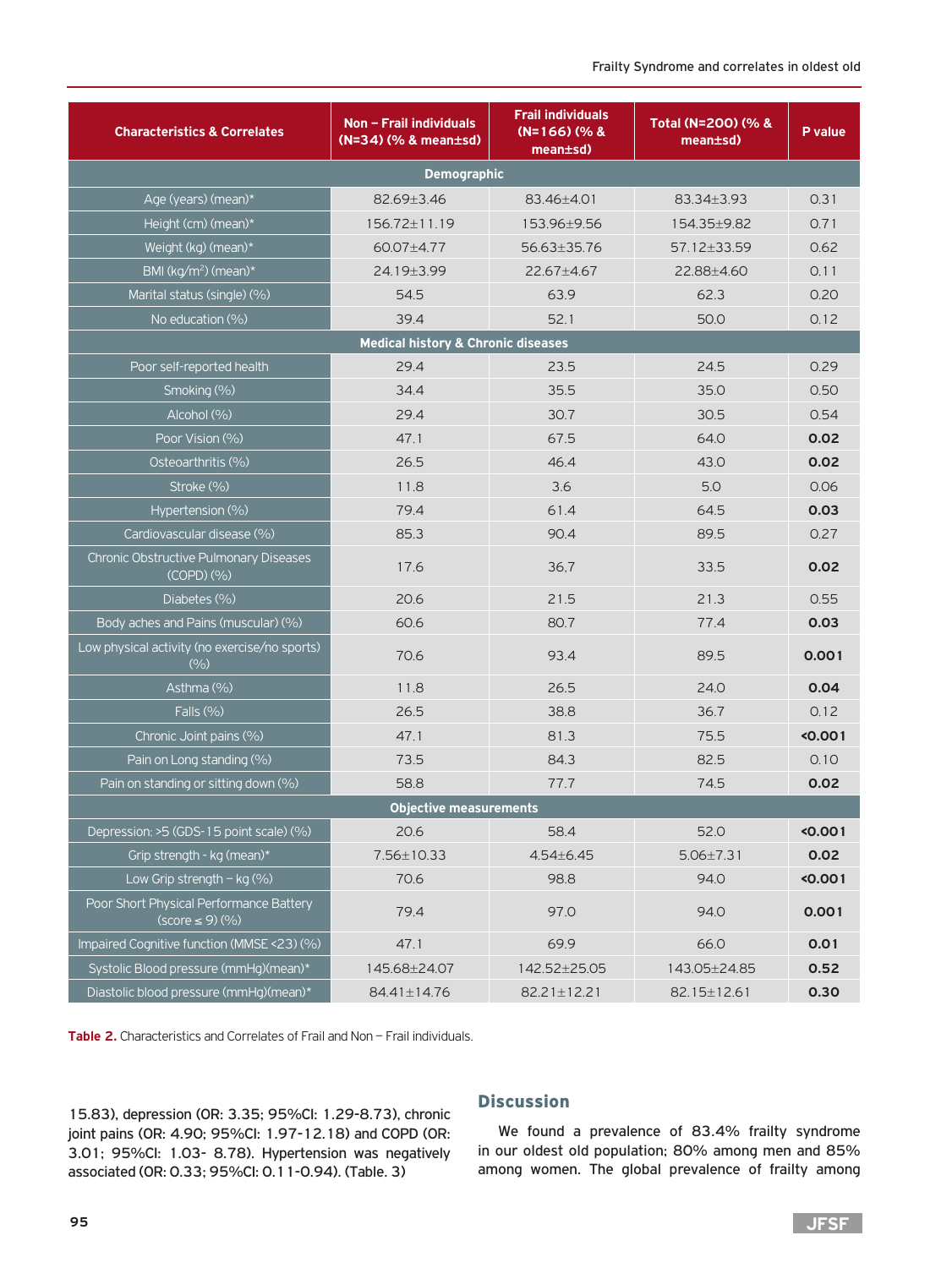| Characteristics & Correlates | Non – Frail individuals (N=34) (% & mean±sd) | Frail individuals (N=166) (% & mean±sd) | Total (N=200) (% & mean±sd) | P value |
|---|---|---|---|---|
| **Demographic** | | | | |
| Age (years) (mean)* | 82.69±3.46 | 83.46±4.01 | 83.34±3.93 | 0.31 |
| Height (cm) (mean)* | 156.72±11.19 | 153.96±9.56 | 154.35±9.82 | 0.71 |
| Weight (kg) (mean)* | 60.07±4.77 | 56.63±35.76 | 57.12±33.59 | 0.62 |
| BMI (kg/m$^2$) (mean)* | 24.19±3.99 | 22.67±4.67 | 22.88±4.60 | 0.11 |
| Marital status (single) (%) | 54.5 | 63.9 | 62.3 | 0.20 |
| No education (%) | 39.4 | 52.1 | 50.0 | 0.12 |
| **Medical history & Chronic diseases** | | | | |
| Poor self-reported health | 29.4 | 23.5 | 24.5 | 0.29 |
| Smoking (%) | 34.4 | 35.5 | 35.0 | 0.50 |
| Alcohol (%) | 29.4 | 30.7 | 30.5 | 0.54 |
| Poor Vision (%) | 47.1 | 67.5 | 64.0 | **0.02** |
| Osteoarthritis (%) | 26.5 | 46.4 | 43.0 | **0.02** |
| Stroke (%) | 11.8 | 3.6 | 5.0 | 0.06 |
| Hypertension (%) | 79.4 | 61.4 | 64.5 | **0.03** |
| Cardiovascular disease (%) | 85.3 | 90.4 | 89.5 | 0.27 |
| Chronic Obstructive Pulmonary Diseases (COPD) (%) | 17.6 | 36,7 | 33.5 | **0.02** |
| Diabetes (%) | 20.6 | 21.5 | 21.3 | 0.55 |
| Body aches and Pains (muscular) (%) | 60.6 | 80.7 | 77.4 | **0.03** |
| Low physical activity (no exercise/no sports) (%) | 70.6 | 93.4 | 89.5 | **0.001** |
| Asthma (%) | 11.8 | 26.5 | 24.0 | **0.04** |
| Falls (%) | 26.5 | 38.8 | 36.7 | 0.12 |
| Chronic Joint pains (%) | 47.1 | 81.3 | 75.5 | **<0.001** |
| Pain on Long standing (%) | 73.5 | 84.3 | 82.5 | 0.10 |
| Pain on standing or sitting down (%) | 58.8 | 77.7 | 74.5 | **0.02** |
| **Objective measurements** | | | | |
| Depression: >5 (GDS-15 point scale) (%) | 20.6 | 58.4 | 52.0 | **<0.001** |
| Grip strength - kg (mean)* | 7.56±10.33 | 4.54±6.45 | 5.06±7.31 | **0.02** |
| Low Grip strength – kg (%) | 70.6 | 98.8 | 94.0 | **<0.001** |
| Poor Short Physical Performance Battery (score ≤ 9) (%) | 79.4 | 97.0 | 94.0 | **0.001** |
| Impaired Cognitive function (MMSE <23) (%) | 47.1 | 69.9 | 66.0 | **0.01** |
| Systolic Blood pressure (mmHg)(mean)* | 145.68±24.07 | 142.52±25.05 | 143.05±24.85 | **0.52** |
| Diastolic blood pressure (mmHg)(mean)* | 84.41±14.76 | 82.21±12.21 | 82.15±12.61 | **0.30** |

**Table 2.** Characteristics and Correlates of Frail and Non – Frail individuals.

15.83), depression (OR: 3.35; 95%CI: 1.29-8.73), chronic joint pains (OR: 4.90; 95%CI: 1.97-12.18) and COPD (OR: 3.01; 95%CI: 1.03- 8.78). Hypertension was negatively associated (OR: 0.33; 95%CI: 0.11-0.94). (Table. 3)

## Discussion

We found a prevalence of 83.4% frailty syndrome in our oldest old population; 80% among men and 85% among women. The global prevalence of frailty among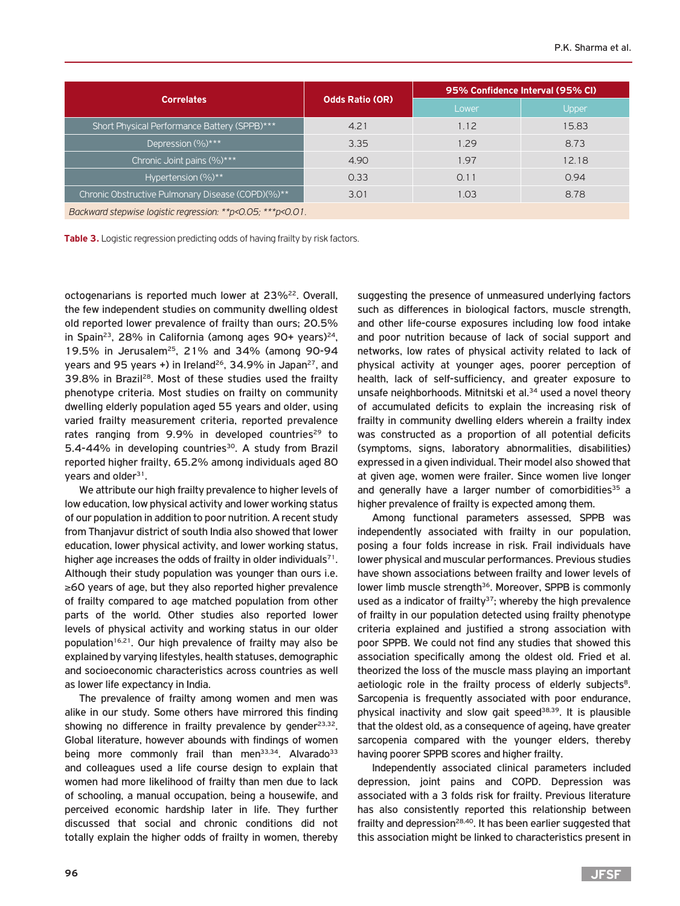| Correlates | Odds Ratio (OR) | 95% Confidence Interval (95% CI) | |
|---|---|---|---|
| | | Lower | Upper |
| Short Physical Performance Battery (SPPB)*** | 4.21 | 1.12 | 15.83 |
| Depression (%)*** | 3.35 | 1.29 | 8.73 |
| Chronic Joint pains (%)*** | 4.90 | 1.97 | 12.18 |
| Hypertension (%)** | 0.33 | 0.11 | 0.94 |
| Chronic Obstructive Pulmonary Disease (COPD)(%)** | 3.01 | 1.03 | 8.78 |
| *Backward stepwise logistic regression: **p<0.05; ***p<0.01.* | | | |

**Table 3.** Logistic regression predicting odds of having frailty by risk factors.

octogenarians is reported much lower at 23%[22]. Overall, the few independent studies on community dwelling oldest old reported lower prevalence of frailty than ours; 20.5% in Spain[23], 28% in California (among ages 90+ years)[24], 19.5% in Jerusalem[25], 21% and 34% (among 90-94 years and 95 years +) in Ireland[26], 34.9% in Japan[27], and 39.8% in Brazil[28]. Most of these studies used the frailty phenotype criteria. Most studies on frailty on community dwelling elderly population aged 55 years and older, using varied frailty measurement criteria, reported prevalence rates ranging from 9.9% in developed countries[29] to 5.4-44% in developing countries[30]. A study from Brazil reported higher frailty, 65.2% among individuals aged 80 years and older[31].

We attribute our high frailty prevalence to higher levels of low education, low physical activity and lower working status of our population in addition to poor nutrition. A recent study from Thanjavur district of south India also showed that lower education, lower physical activity, and lower working status, higher age increases the odds of frailty in older individuals[71]. Although their study population was younger than ours i.e. ≥60 years of age, but they also reported higher prevalence of frailty compared to age matched population from other parts of the world. Other studies also reported lower levels of physical activity and working status in our older population[16,21]. Our high prevalence of frailty may also be explained by varying lifestyles, health statuses, demographic and socioeconomic characteristics across countries as well as lower life expectancy in India.

The prevalence of frailty among women and men was alike in our study. Some others have mirrored this finding showing no difference in frailty prevalence by gender[23,32]. Global literature, however abounds with findings of women being more commonly frail than men[33,34]. Alvarado[33] and colleagues used a life course design to explain that women had more likelihood of frailty than men due to lack of schooling, a manual occupation, being a housewife, and perceived economic hardship later in life. They further discussed that social and chronic conditions did not totally explain the higher odds of frailty in women, thereby suggesting the presence of unmeasured underlying factors such as differences in biological factors, muscle strength, and other life-course exposures including low food intake and poor nutrition because of lack of social support and networks, low rates of physical activity related to lack of physical activity at younger ages, poorer perception of health, lack of self-sufficiency, and greater exposure to unsafe neighborhoods. Mitnitski et al.[34] used a novel theory of accumulated deficits to explain the increasing risk of frailty in community dwelling elders wherein a frailty index was constructed as a proportion of all potential deficits (symptoms, signs, laboratory abnormalities, disabilities) expressed in a given individual. Their model also showed that at given age, women were frailer. Since women live longer and generally have a larger number of comorbidities[35] a higher prevalence of frailty is expected among them.

Among functional parameters assessed, SPPB was independently associated with frailty in our population, posing a four folds increase in risk. Frail individuals have lower physical and muscular performances. Previous studies have shown associations between frailty and lower levels of lower limb muscle strength[36]. Moreover, SPPB is commonly used as a indicator of frailty[37]; whereby the high prevalence of frailty in our population detected using frailty phenotype criteria explained and justified a strong association with poor SPPB. We could not find any studies that showed this association specifically among the oldest old. Fried et al. theorized the loss of the muscle mass playing an important aetiologic role in the frailty process of elderly subjects[8]. Sarcopenia is frequently associated with poor endurance, physical inactivity and slow gait speed[38,39]. It is plausible that the oldest old, as a consequence of ageing, have greater sarcopenia compared with the younger elders, thereby having poorer SPPB scores and higher frailty.

Independently associated clinical parameters included depression, joint pains and COPD. Depression was associated with a 3 folds risk for frailty. Previous literature has also consistently reported this relationship between frailty and depression[28,40]. It has been earlier suggested that this association might be linked to characteristics present in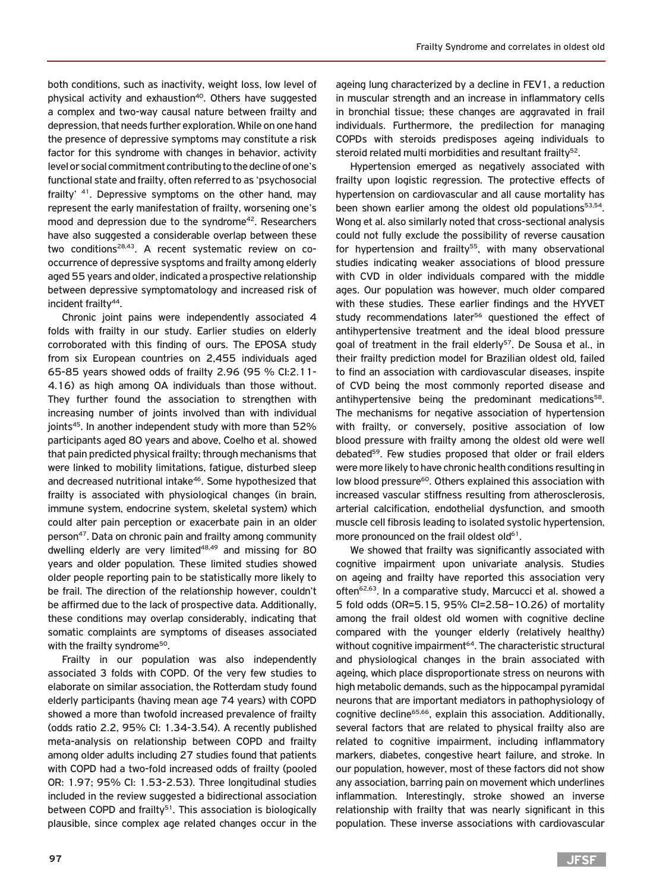both conditions, such as inactivity, weight loss, low level of physical activity and exhaustion[40]. Others have suggested a complex and two-way causal nature between frailty and depression, that needs further exploration. While on one hand the presence of depressive symptoms may constitute a risk factor for this syndrome with changes in behavior, activity level or social commitment contributing to the decline of one's functional state and frailty, often referred to as 'psychosocial frailty' [41]. Depressive symptoms on the other hand, may represent the early manifestation of frailty, worsening one's mood and depression due to the syndrome[42]. Researchers have also suggested a considerable overlap between these two conditions[28,43]. A recent systematic review on co-occurrence of depressive sysptoms and frailty among elderly aged 55 years and older, indicated a prospective relationship between depressive symptomatology and increased risk of incident frailty[44].

Chronic joint pains were independently associated 4 folds with frailty in our study. Earlier studies on elderly corroborated with this finding of ours. The EPOSA study from six European countries on 2,455 individuals aged 65-85 years showed odds of frailty 2.96 (95 % CI:2.11-4.16) as high among OA individuals than those without. They further found the association to strengthen with increasing number of joints involved than with individual joints[45]. In another independent study with more than 52% participants aged 80 years and above, Coelho et al. showed that pain predicted physical frailty; through mechanisms that were linked to mobility limitations, fatigue, disturbed sleep and decreased nutritional intake[46]. Some hypothesized that frailty is associated with physiological changes (in brain, immune system, endocrine system, skeletal system) which could alter pain perception or exacerbate pain in an older person[47]. Data on chronic pain and frailty among community dwelling elderly are very limited[48,49] and missing for 80 years and older population. These limited studies showed older people reporting pain to be statistically more likely to be frail. The direction of the relationship however, couldn't be affirmed due to the lack of prospective data. Additionally, these conditions may overlap considerably, indicating that somatic complaints are symptoms of diseases associated with the frailty syndrome[50].

Frailty in our population was also independently associated 3 folds with COPD. Of the very few studies to elaborate on similar association, the Rotterdam study found elderly participants (having mean age 74 years) with COPD showed a more than twofold increased prevalence of frailty (odds ratio 2.2, 95% CI: 1.34-3.54). A recently published meta-analysis on relationship between COPD and frailty among older adults including 27 studies found that patients with COPD had a two-fold increased odds of frailty (pooled OR: 1.97; 95% CI: 1.53-2.53). Three longitudinal studies included in the review suggested a bidirectional association between COPD and frailty[51]. This association is biologically plausible, since complex age related changes occur in the ageing lung characterized by a decline in FEV1, a reduction in muscular strength and an increase in inflammatory cells in bronchial tissue; these changes are aggravated in frail individuals. Furthermore, the predilection for managing COPDs with steroids predisposes ageing individuals to steroid related multi morbidities and resultant frailty[52].

Hypertension emerged as negatively associated with frailty upon logistic regression. The protective effects of hypertension on cardiovascular and all cause mortality has been shown earlier among the oldest old populations[53,54]. Wong et al. also similarly noted that cross-sectional analysis could not fully exclude the possibility of reverse causation for hypertension and frailty[55], with many observational studies indicating weaker associations of blood pressure with CVD in older individuals compared with the middle ages. Our population was however, much older compared with these studies. These earlier findings and the HYVET study recommendations later[56] questioned the effect of antihypertensive treatment and the ideal blood pressure goal of treatment in the frail elderly[57]. De Sousa et al., in their frailty prediction model for Brazilian oldest old, failed to find an association with cardiovascular diseases, inspite of CVD being the most commonly reported disease and antihypertensive being the predominant medications[58]. The mechanisms for negative association of hypertension with frailty, or conversely, positive association of low blood pressure with frailty among the oldest old were well debated[59]. Few studies proposed that older or frail elders were more likely to have chronic health conditions resulting in low blood pressure[60]. Others explained this association with increased vascular stiffness resulting from atherosclerosis, arterial calcification, endothelial dysfunction, and smooth muscle cell fibrosis leading to isolated systolic hypertension, more pronounced on the frail oldest old[61].

We showed that frailty was significantly associated with cognitive impairment upon univariate analysis. Studies on ageing and frailty have reported this association very often[62,63]. In a comparative study, Marcucci et al. showed a 5 fold odds (OR=5.15, 95% CI=2.58–10.26) of mortality among the frail oldest old women with cognitive decline compared with the younger elderly (relatively healthy) without cognitive impairment[64]. The characteristic structural and physiological changes in the brain associated with ageing, which place disproportionate stress on neurons with high metabolic demands, such as the hippocampal pyramidal neurons that are important mediators in pathophysiology of cognitive decline[65,66], explain this association. Additionally, several factors that are related to physical frailty also are related to cognitive impairment, including inflammatory markers, diabetes, congestive heart failure, and stroke. In our population, however, most of these factors did not show any association, barring pain on movement which underlines inflammation. Interestingly, stroke showed an inverse relationship with frailty that was nearly significant in this population. These inverse associations with cardiovascular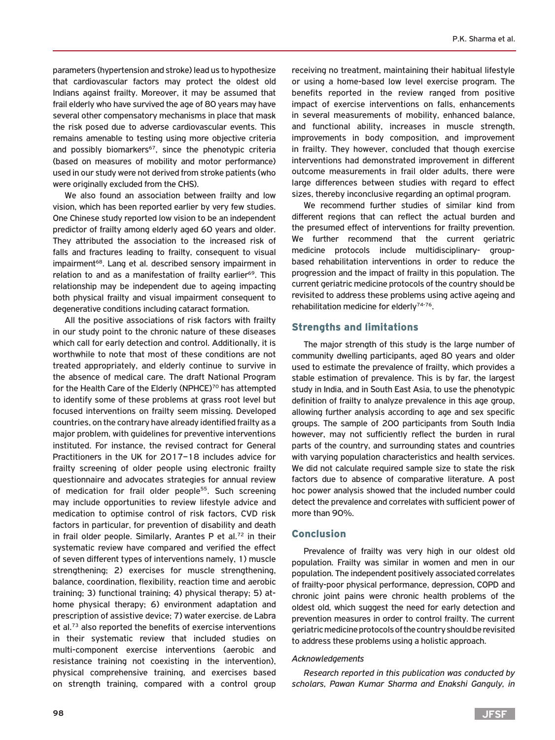parameters (hypertension and stroke) lead us to hypothesize that cardiovascular factors may protect the oldest old Indians against frailty. Moreover, it may be assumed that frail elderly who have survived the age of 80 years may have several other compensatory mechanisms in place that mask the risk posed due to adverse cardiovascular events. This remains amenable to testing using more objective criteria and possibly biomarkers[67], since the phenotypic criteria (based on measures of mobility and motor performance) used in our study were not derived from stroke patients (who were originally excluded from the CHS).

We also found an association between frailty and low vision, which has been reported earlier by very few studies. One Chinese study reported low vision to be an independent predictor of frailty among elderly aged 60 years and older. They attributed the association to the increased risk of falls and fractures leading to frailty, consequent to visual impairment[68]. Lang et al. described sensory impairment in relation to and as a manifestation of frailty earlier[69]. This relationship may be independent due to ageing impacting both physical frailty and visual impairment consequent to degenerative conditions including cataract formation.

All the positive associations of risk factors with frailty in our study point to the chronic nature of these diseases which call for early detection and control. Additionally, it is worthwhile to note that most of these conditions are not treated appropriately, and elderly continue to survive in the absence of medical care. The draft National Program for the Health Care of the Elderly (NPHCE)[70] has attempted to identify some of these problems at grass root level but focused interventions on frailty seem missing. Developed countries, on the contrary have already identified frailty as a major problem, with guidelines for preventive interventions instituted. For instance, the revised contract for General Practitioners in the UK for 2017–18 includes advice for frailty screening of older people using electronic frailty questionnaire and advocates strategies for annual review of medication for frail older people[55]. Such screening may include opportunities to review lifestyle advice and medication to optimise control of risk factors, CVD risk factors in particular, for prevention of disability and death in frail older people. Similarly, Arantes P et al.[72] in their systematic review have compared and verified the effect of seven different types of interventions namely, 1) muscle strengthening; 2) exercises for muscle strengthening, balance, coordination, flexibility, reaction time and aerobic training; 3) functional training; 4) physical therapy; 5) at-home physical therapy; 6) environment adaptation and prescription of assistive device; 7) water exercise. de Labra et al.[73] also reported the benefits of exercise interventions in their systematic review that included studies on multi-component exercise interventions (aerobic and resistance training not coexisting in the intervention), physical comprehensive training, and exercises based on strength training, compared with a control group receiving no treatment, maintaining their habitual lifestyle or using a home-based low level exercise program. The benefits reported in the review ranged from positive impact of exercise interventions on falls, enhancements in several measurements of mobility, enhanced balance, and functional ability, increases in muscle strength, improvements in body composition, and improvement in frailty. They however, concluded that though exercise interventions had demonstrated improvement in different outcome measurements in frail older adults, there were large differences between studies with regard to effect sizes, thereby inconclusive regarding an optimal program.

We recommend further studies of similar kind from different regions that can reflect the actual burden and the presumed effect of interventions for frailty prevention. We further recommend that the current geriatric medicine protocols include multidisciplinary- group-based rehabilitation interventions in order to reduce the progression and the impact of frailty in this population. The current geriatric medicine protocols of the country should be revisited to address these problems using active ageing and rehabilitation medicine for elderly[74-76].

## Strengths and limitations

The major strength of this study is the large number of community dwelling participants, aged 80 years and older used to estimate the prevalence of frailty, which provides a stable estimation of prevalence. This is by far, the largest study in India, and in South East Asia, to use the phenotypic definition of frailty to analyze prevalence in this age group, allowing further analysis according to age and sex specific groups. The sample of 200 participants from South India however, may not sufficiently reflect the burden in rural parts of the country, and surrounding states and countries with varying population characteristics and health services. We did not calculate required sample size to state the risk factors due to absence of comparative literature. A post hoc power analysis showed that the included number could detect the prevalence and correlates with sufficient power of more than 90%.

## Conclusion

Prevalence of frailty was very high in our oldest old population. Frailty was similar in women and men in our population. The independent positively associated correlates of frailty-poor physical performance, depression, COPD and chronic joint pains were chronic health problems of the oldest old, which suggest the need for early detection and prevention measures in order to control frailty. The current geriatric medicine protocols of the country should be revisited to address these problems using a holistic approach.

*Acknowledgements*

*Research reported in this publication was conducted by scholars, Pawan Kumar Sharma and Enakshi Ganguly, in*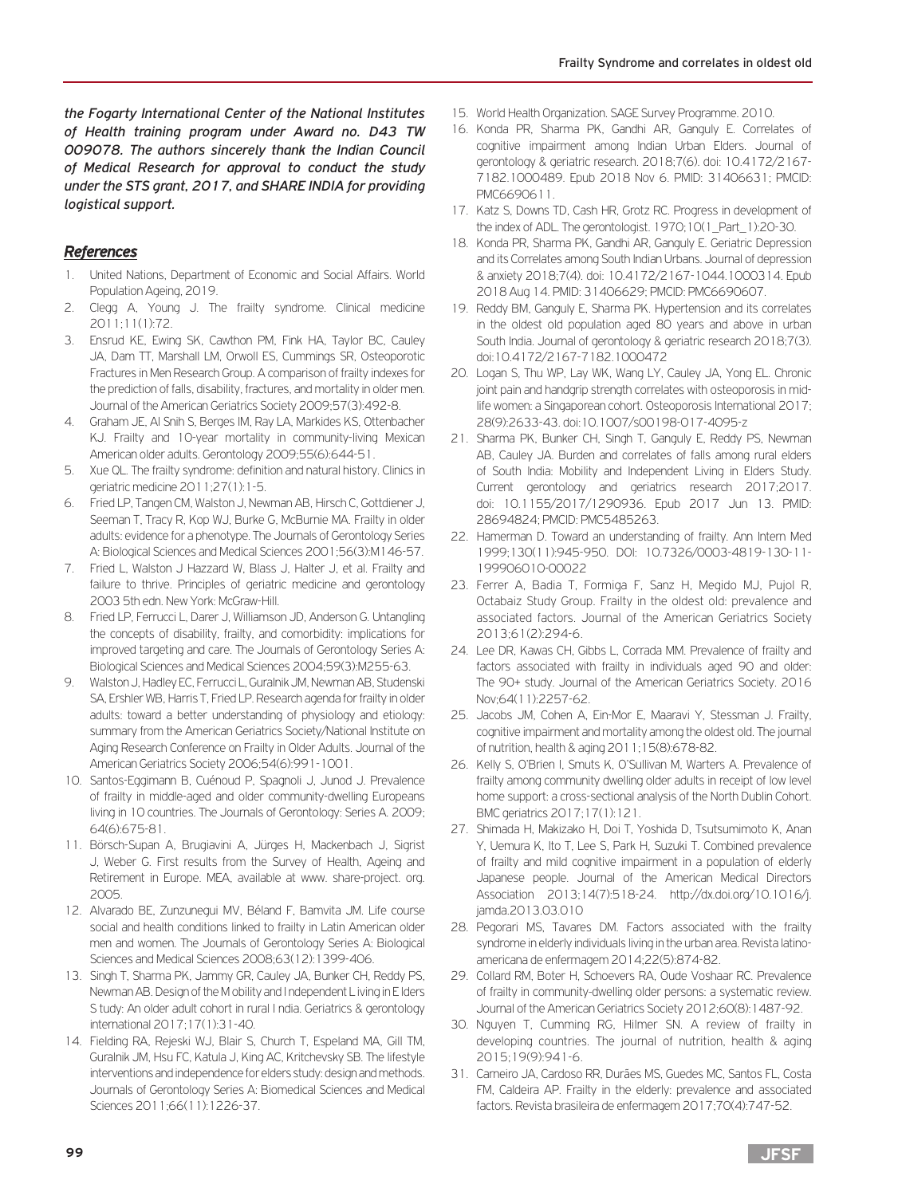*the Fogarty International Center of the National Institutes of Health training program under Award no. D43 TW 009078. The authors sincerely thank the Indian Council of Medical Research for approval to conduct the study under the STS grant, 2017, and SHARE INDIA for providing logistical support.*

## *References*

1. United Nations, Department of Economic and Social Affairs. World Population Ageing, 2019.
2. Clegg A, Young J. The frailty syndrome. Clinical medicine 2011;11(1):72.
3. Ensrud KE, Ewing SK, Cawthon PM, Fink HA, Taylor BC, Cauley JA, Dam TT, Marshall LM, Orwoll ES, Cummings SR, Osteoporotic Fractures in Men Research Group. A comparison of frailty indexes for the prediction of falls, disability, fractures, and mortality in older men. Journal of the American Geriatrics Society 2009;57(3):492-8.
4. Graham JE, Al Snih S, Berges IM, Ray LA, Markides KS, Ottenbacher KJ. Frailty and 10-year mortality in community-living Mexican American older adults. Gerontology 2009;55(6):644-51.
5. Xue QL. The frailty syndrome: definition and natural history. Clinics in geriatric medicine 2011;27(1):1-5.
6. Fried LP, Tangen CM, Walston J, Newman AB, Hirsch C, Gottdiener J, Seeman T, Tracy R, Kop WJ, Burke G, McBurnie MA. Frailty in older adults: evidence for a phenotype. The Journals of Gerontology Series A: Biological Sciences and Medical Sciences 2001;56(3):M146-57.
7. Fried L, Walston J Hazzard W, Blass J, Halter J, et al. Frailty and failure to thrive. Principles of geriatric medicine and gerontology 2003 5th edn. New York: McGraw-Hill.
8. Fried LP, Ferrucci L, Darer J, Williamson JD, Anderson G. Untangling the concepts of disability, frailty, and comorbidity: implications for improved targeting and care. The Journals of Gerontology Series A: Biological Sciences and Medical Sciences 2004;59(3):M255-63.
9. Walston J, Hadley EC, Ferrucci L, Guralnik JM, Newman AB, Studenski SA, Ershler WB, Harris T, Fried LP. Research agenda for frailty in older adults: toward a better understanding of physiology and etiology: summary from the American Geriatrics Society/National Institute on Aging Research Conference on Frailty in Older Adults. Journal of the American Geriatrics Society 2006;54(6):991-1001.
10. Santos-Eggimann B, Cuénoud P, Spagnoli J, Junod J. Prevalence of frailty in middle-aged and older community-dwelling Europeans living in 10 countries. The Journals of Gerontology: Series A. 2009; 64(6):675-81.
11. Börsch-Supan A, Brugiavini A, Jürges H, Mackenbach J, Sigrist J, Weber G. First results from the Survey of Health, Ageing and Retirement in Europe. MEA, available at www. share-project. org. 2005.
12. Alvarado BE, Zunzunegui MV, Béland F, Bamvita JM. Life course social and health conditions linked to frailty in Latin American older men and women. The Journals of Gerontology Series A: Biological Sciences and Medical Sciences 2008;63(12):1399-406.
13. Singh T, Sharma PK, Jammy GR, Cauley JA, Bunker CH, Reddy PS, Newman AB. Design of the M obility and I ndependent L iving in E lders S tudy: An older adult cohort in rural I ndia. Geriatrics & gerontology international 2017;17(1):31-40.
14. Fielding RA, Rejeski WJ, Blair S, Church T, Espeland MA, Gill TM, Guralnik JM, Hsu FC, Katula J, King AC, Kritchevsky SB. The lifestyle interventions and independence for elders study: design and methods. Journals of Gerontology Series A: Biomedical Sciences and Medical Sciences 2011;66(11):1226-37.
15. World Health Organization. SAGE Survey Programme. 2010.
16. Konda PR, Sharma PK, Gandhi AR, Ganguly E. Correlates of cognitive impairment among Indian Urban Elders. Journal of gerontology & geriatric research. 2018;7(6). doi: 10.4172/2167-7182.1000489. Epub 2018 Nov 6. PMID: 31406631; PMCID: PMC6690611.
17. Katz S, Downs TD, Cash HR, Grotz RC. Progress in development of the index of ADL. The gerontologist. 1970;10(1_Part_1):20-30.
18. Konda PR, Sharma PK, Gandhi AR, Ganguly E. Geriatric Depression and its Correlates among South Indian Urbans. Journal of depression & anxiety 2018;7(4). doi: 10.4172/2167-1044.1000314. Epub 2018 Aug 14. PMID: 31406629; PMCID: PMC6690607.
19. Reddy BM, Ganguly E, Sharma PK. Hypertension and its correlates in the oldest old population aged 80 years and above in urban South India. Journal of gerontology & geriatric research 2018;7(3). doi:10.4172/2167-7182.1000472
20. Logan S, Thu WP, Lay WK, Wang LY, Cauley JA, Yong EL. Chronic joint pain and handgrip strength correlates with osteoporosis in mid-life women: a Singaporean cohort. Osteoporosis International 2017; 28(9):2633-43. doi:10.1007/s00198-017-4095-z
21. Sharma PK, Bunker CH, Singh T, Ganguly E, Reddy PS, Newman AB, Cauley JA. Burden and correlates of falls among rural elders of South India: Mobility and Independent Living in Elders Study. Current gerontology and geriatrics research 2017;2017. doi: 10.1155/2017/1290936. Epub 2017 Jun 13. PMID: 28694824; PMCID: PMC5485263.
22. Hamerman D. Toward an understanding of frailty. Ann Intern Med 1999;130(11):945-950. DOI: 10.7326/0003-4819-130-11-199906010-00022
23. Ferrer A, Badia T, Formiga F, Sanz H, Megido MJ, Pujol R, Octabaiz Study Group. Frailty in the oldest old: prevalence and associated factors. Journal of the American Geriatrics Society 2013;61(2):294-6.
24. Lee DR, Kawas CH, Gibbs L, Corrada MM. Prevalence of frailty and factors associated with frailty in individuals aged 90 and older: The 90+ study. Journal of the American Geriatrics Society. 2016 Nov;64(11):2257-62.
25. Jacobs JM, Cohen A, Ein-Mor E, Maaravi Y, Stessman J. Frailty, cognitive impairment and mortality among the oldest old. The journal of nutrition, health & aging 2011;15(8):678-82.
26. Kelly S, O'Brien I, Smuts K, O'Sullivan M, Warters A. Prevalence of frailty among community dwelling older adults in receipt of low level home support: a cross-sectional analysis of the North Dublin Cohort. BMC geriatrics 2017;17(1):121.
27. Shimada H, Makizako H, Doi T, Yoshida D, Tsutsumimoto K, Anan Y, Uemura K, Ito T, Lee S, Park H, Suzuki T. Combined prevalence of frailty and mild cognitive impairment in a population of elderly Japanese people. Journal of the American Medical Directors Association 2013;14(7):518-24. http://dx.doi.org/10.1016/j.jamda.2013.03.010
28. Pegorari MS, Tavares DM. Factors associated with the frailty syndrome in elderly individuals living in the urban area. Revista latino-americana de enfermagem 2014;22(5):874-82.
29. Collard RM, Boter H, Schoevers RA, Oude Voshaar RC. Prevalence of frailty in community-dwelling older persons: a systematic review. Journal of the American Geriatrics Society 2012;60(8):1487-92.
30. Nguyen T, Cumming RG, Hilmer SN. A review of frailty in developing countries. The journal of nutrition, health & aging 2015;19(9):941-6.
31. Carneiro JA, Cardoso RR, Durães MS, Guedes MC, Santos FL, Costa FM, Caldeira AP. Frailty in the elderly: prevalence and associated factors. Revista brasileira de enfermagem 2017;70(4):747-52.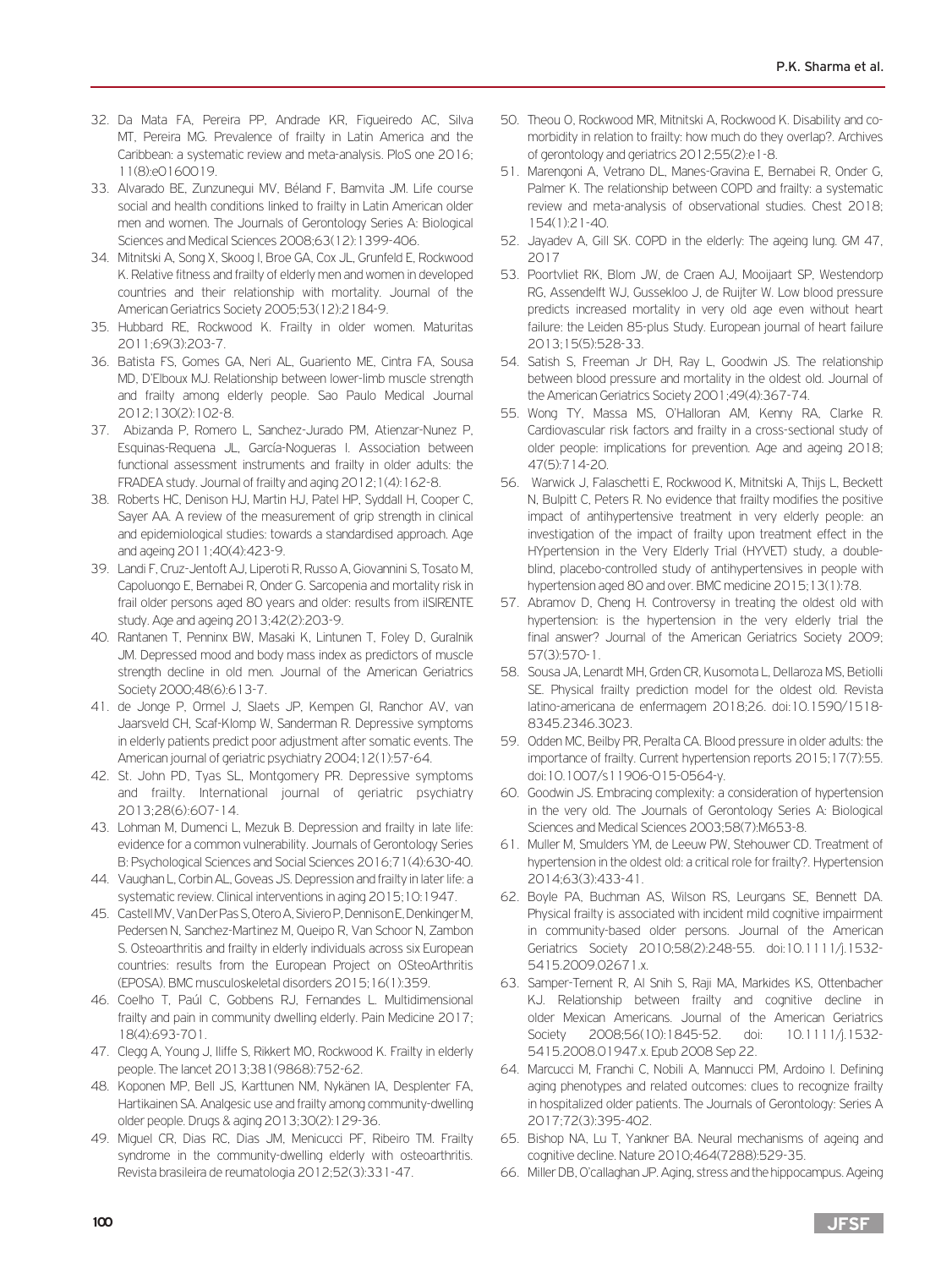32. Da Mata FA, Pereira PP, Andrade KR, Figueiredo AC, Silva MT, Pereira MG. Prevalence of frailty in Latin America and the Caribbean: a systematic review and meta-analysis. PloS one 2016; 11(8):e0160019.
33. Alvarado BE, Zunzunegui MV, Béland F, Bamvita JM. Life course social and health conditions linked to frailty in Latin American older men and women. The Journals of Gerontology Series A: Biological Sciences and Medical Sciences 2008;63(12):1399-406.
34. Mitnitski A, Song X, Skoog I, Broe GA, Cox JL, Grunfeld E, Rockwood K. Relative fitness and frailty of elderly men and women in developed countries and their relationship with mortality. Journal of the American Geriatrics Society 2005;53(12):2184-9.
35. Hubbard RE, Rockwood K. Frailty in older women. Maturitas 2011;69(3):203-7.
36. Batista FS, Gomes GA, Neri AL, Guariento ME, Cintra FA, Sousa MD, D'Elboux MJ. Relationship between lower-limb muscle strength and frailty among elderly people. Sao Paulo Medical Journal 2012;130(2):102-8.
37. Abizanda P, Romero L, Sanchez-Jurado PM, Atienzar-Nunez P, Esquinas-Requena JL, García-Nogueras I. Association between functional assessment instruments and frailty in older adults: the FRADEA study. Journal of frailty and aging 2012;1(4):162-8.
38. Roberts HC, Denison HJ, Martin HJ, Patel HP, Syddall H, Cooper C, Sayer AA. A review of the measurement of grip strength in clinical and epidemiological studies: towards a standardised approach. Age and ageing 2011;40(4):423-9.
39. Landi F, Cruz-Jentoft AJ, Liperoti R, Russo A, Giovannini S, Tosato M, Capoluongo E, Bernabei R, Onder G. Sarcopenia and mortality risk in frail older persons aged 80 years and older: results from ilSIRENTE study. Age and ageing 2013;42(2):203-9.
40. Rantanen T, Penninx BW, Masaki K, Lintunen T, Foley D, Guralnik JM. Depressed mood and body mass index as predictors of muscle strength decline in old men. Journal of the American Geriatrics Society 2000;48(6):613-7.
41. de Jonge P, Ormel J, Slaets JP, Kempen GI, Ranchor AV, van Jaarsveld CH, Scaf-Klomp W, Sanderman R. Depressive symptoms in elderly patients predict poor adjustment after somatic events. The American journal of geriatric psychiatry 2004;12(1):57-64.
42. St. John PD, Tyas SL, Montgomery PR. Depressive symptoms and frailty. International journal of geriatric psychiatry 2013;28(6):607-14.
43. Lohman M, Dumenci L, Mezuk B. Depression and frailty in late life: evidence for a common vulnerability. Journals of Gerontology Series B: Psychological Sciences and Social Sciences 2016;71(4):630-40.
44. Vaughan L, Corbin AL, Goveas JS. Depression and frailty in later life: a systematic review. Clinical interventions in aging 2015;10:1947.
45. Castell MV, Van Der Pas S, Otero A, Siviero P, Dennison E, Denkinger M, Pedersen N, Sanchez-Martinez M, Queipo R, Van Schoor N, Zambon S. Osteoarthritis and frailty in elderly individuals across six European countries: results from the European Project on OSteoArthritis (EPOSA). BMC musculoskeletal disorders 2015;16(1):359.
46. Coelho T, Paúl C, Gobbens RJ, Fernandes L. Multidimensional frailty and pain in community dwelling elderly. Pain Medicine 2017; 18(4):693-701.
47. Clegg A, Young J, Iliffe S, Rikkert MO, Rockwood K. Frailty in elderly people. The lancet 2013;381(9868):752-62.
48. Koponen MP, Bell JS, Karttunen NM, Nykänen IA, Desplenter FA, Hartikainen SA. Analgesic use and frailty among community-dwelling older people. Drugs & aging 2013;30(2):129-36.
49. Miguel CR, Dias RC, Dias JM, Menicucci PF, Ribeiro TM. Frailty syndrome in the community-dwelling elderly with osteoarthritis. Revista brasileira de reumatologia 2012;52(3):331-47.
50. Theou O, Rockwood MR, Mitnitski A, Rockwood K. Disability and co-morbidity in relation to frailty: how much do they overlap?. Archives of gerontology and geriatrics 2012;55(2):e1-8.
51. Marengoni A, Vetrano DL, Manes-Gravina E, Bernabei R, Onder G, Palmer K. The relationship between COPD and frailty: a systematic review and meta-analysis of observational studies. Chest 2018; 154(1):21-40.
52. Jayadev A, Gill SK. COPD in the elderly: The ageing lung. GM 47, 2017
53. Poortvliet RK, Blom JW, de Craen AJ, Mooijaart SP, Westendorp RG, Assendelft WJ, Gussekloo J, de Ruijter W. Low blood pressure predicts increased mortality in very old age even without heart failure: the Leiden 85-plus Study. European journal of heart failure 2013;15(5):528-33.
54. Satish S, Freeman Jr DH, Ray L, Goodwin JS. The relationship between blood pressure and mortality in the oldest old. Journal of the American Geriatrics Society 2001;49(4):367-74.
55. Wong TY, Massa MS, O'Halloran AM, Kenny RA, Clarke R. Cardiovascular risk factors and frailty in a cross-sectional study of older people: implications for prevention. Age and ageing 2018; 47(5):714-20.
56. Warwick J, Falaschetti E, Rockwood K, Mitnitski A, Thijs L, Beckett N, Bulpitt C, Peters R. No evidence that frailty modifies the positive impact of antihypertensive treatment in very elderly people: an investigation of the impact of frailty upon treatment effect in the HYpertension in the Very Elderly Trial (HYVET) study, a double-blind, placebo-controlled study of antihypertensives in people with hypertension aged 80 and over. BMC medicine 2015;13(1):78.
57. Abramov D, Cheng H. Controversy in treating the oldest old with hypertension: is the hypertension in the very elderly trial the final answer? Journal of the American Geriatrics Society 2009; 57(3):570-1.
58. Sousa JA, Lenardt MH, Grden CR, Kusomota L, Dellaroza MS, Betiolli SE. Physical frailty prediction model for the oldest old. Revista latino-americana de enfermagem 2018;26. doi:10.1590/1518-8345.2346.3023.
59. Odden MC, Beilby PR, Peralta CA. Blood pressure in older adults: the importance of frailty. Current hypertension reports 2015;17(7):55. doi:10.1007/s11906-015-0564-y.
60. Goodwin JS. Embracing complexity: a consideration of hypertension in the very old. The Journals of Gerontology Series A: Biological Sciences and Medical Sciences 2003;58(7):M653-8.
61. Muller M, Smulders YM, de Leeuw PW, Stehouwer CD. Treatment of hypertension in the oldest old: a critical role for frailty?. Hypertension 2014;63(3):433-41.
62. Boyle PA, Buchman AS, Wilson RS, Leurgans SE, Bennett DA. Physical frailty is associated with incident mild cognitive impairment in community-based older persons. Journal of the American Geriatrics Society 2010;58(2):248-55. doi:10.1111/j.1532-5415.2009.02671.x.
63. Samper-Ternent R, Al Snih S, Raji MA, Markides KS, Ottenbacher KJ. Relationship between frailty and cognitive decline in older Mexican Americans. Journal of the American Geriatrics Society 2008;56(10):1845-52. doi: 10.1111/j.1532-5415.2008.01947.x. Epub 2008 Sep 22.
64. Marcucci M, Franchi C, Nobili A, Mannucci PM, Ardoino I. Defining aging phenotypes and related outcomes: clues to recognize frailty in hospitalized older patients. The Journals of Gerontology: Series A 2017;72(3):395-402.
65. Bishop NA, Lu T, Yankner BA. Neural mechanisms of ageing and cognitive decline. Nature 2010;464(7288):529-35.
66. Miller DB, O'callaghan JP. Aging, stress and the hippocampus. Ageing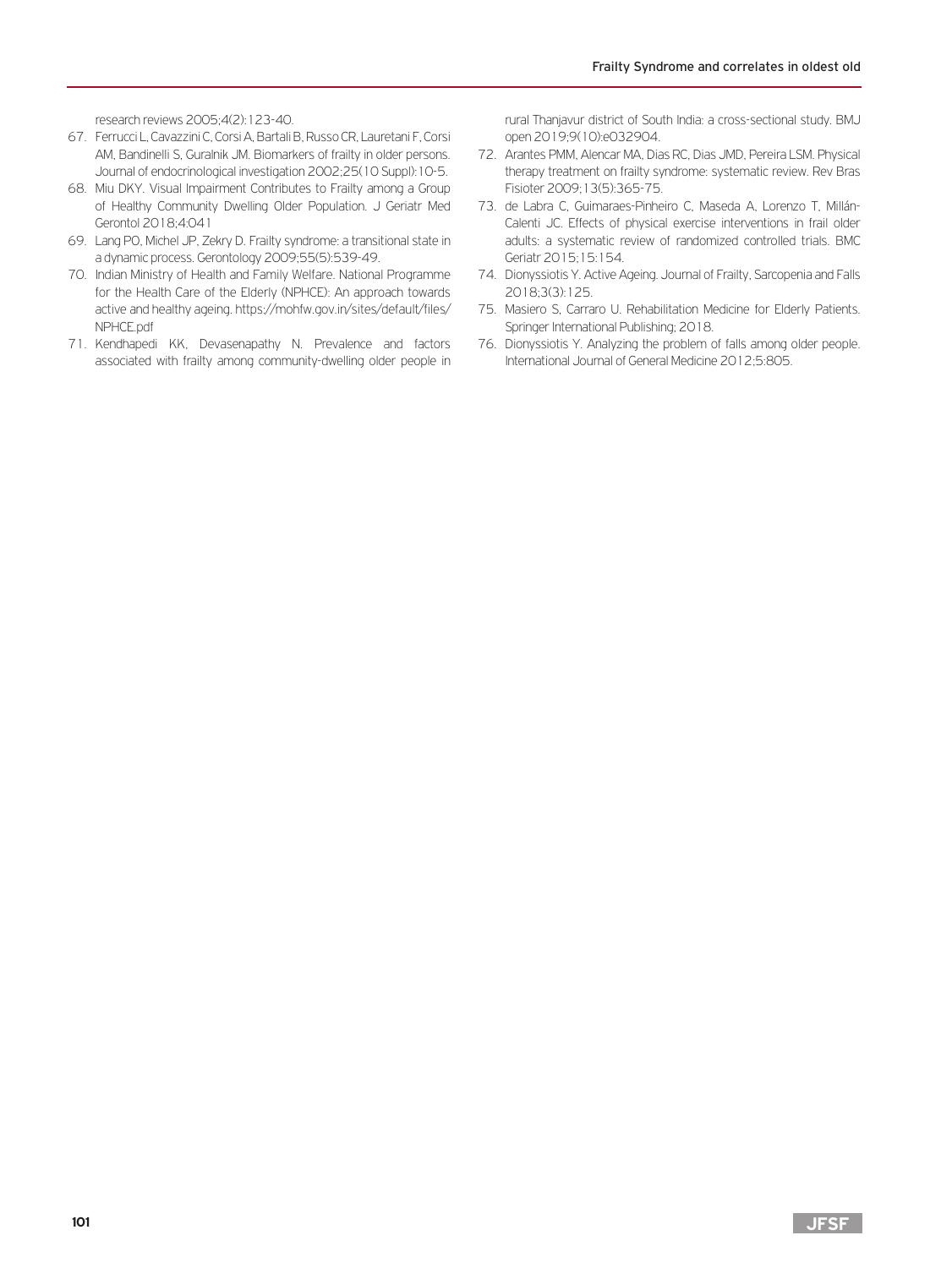research reviews 2005;4(2):123-40.

67. Ferrucci L, Cavazzini C, Corsi A, Bartali B, Russo CR, Lauretani F, Corsi AM, Bandinelli S, Guralnik JM. Biomarkers of frailty in older persons. Journal of endocrinological investigation 2002;25(10 Suppl):10-5.
68. Miu DKY. Visual Impairment Contributes to Frailty among a Group of Healthy Community Dwelling Older Population. J Geriatr Med Gerontol 2018;4:041
69. Lang PO, Michel JP, Zekry D. Frailty syndrome: a transitional state in a dynamic process. Gerontology 2009;55(5):539-49.
70. Indian Ministry of Health and Family Welfare. National Programme for the Health Care of the Elderly (NPHCE): An approach towards active and healthy ageing. https://mohfw.gov.in/sites/default/files/NPHCE.pdf
71. Kendhapedi KK, Devasenapathy N. Prevalence and factors associated with frailty among community-dwelling older people in rural Thanjavur district of South India: a cross-sectional study. BMJ open 2019;9(10):e032904.
72. Arantes PMM, Alencar MA, Dias RC, Dias JMD, Pereira LSM. Physical therapy treatment on frailty syndrome: systematic review. Rev Bras Fisioter 2009;13(5):365-75.
73. de Labra C, Guimaraes-Pinheiro C, Maseda A, Lorenzo T, Millán-Calenti JC. Effects of physical exercise interventions in frail older adults: a systematic review of randomized controlled trials. BMC Geriatr 2015;15:154.
74. Dionyssiotis Y. Active Ageing. Journal of Frailty, Sarcopenia and Falls 2018;3(3):125.
75. Masiero S, Carraro U. Rehabilitation Medicine for Elderly Patients. Springer International Publishing; 2018.
76. Dionyssiotis Y. Analyzing the problem of falls among older people. International Journal of General Medicine 2012;5:805.